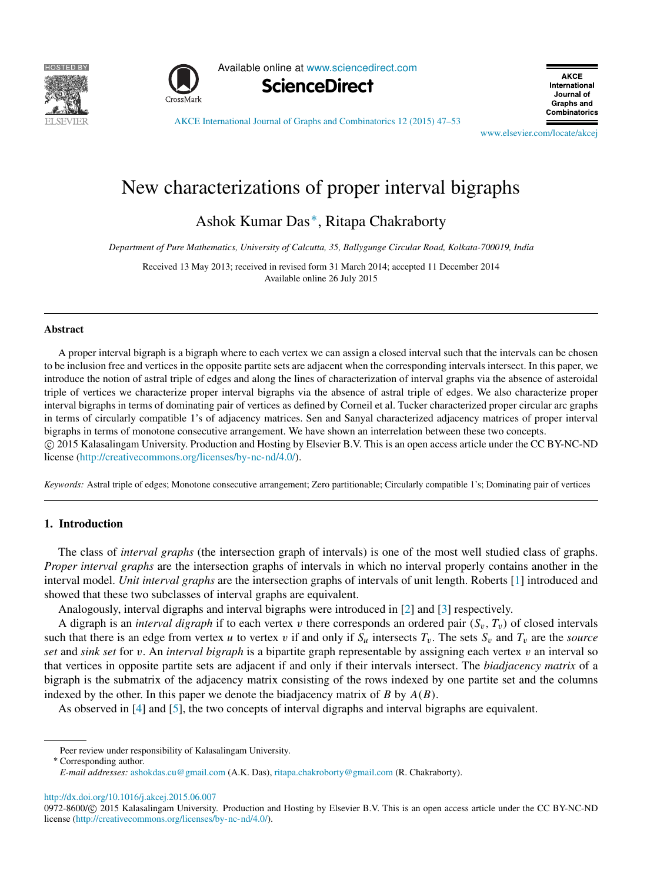# New characterizations of proper interval bigraphs

Ashok Kumar Das*, Ritapa Chakraborty

*Department of Pure Mathematics, University of Calcutta, 35, Ballygunge Circular Road, Kolkata-700019, India*

Received 13 May 2013; received in revised form 31 March 2014; accepted 11 December 2014
Available online 26 July 2015

## Abstract

A proper interval bigraph is a bigraph where to each vertex we can assign a closed interval such that the intervals can be chosen to be inclusion free and vertices in the opposite partite sets are adjacent when the corresponding intervals intersect. In this paper, we introduce the notion of astral triple of edges and along the lines of characterization of interval graphs via the absence of asteroidal triple of vertices we characterize proper interval bigraphs via the absence of astral triple of edges. We also characterize proper interval bigraphs in terms of dominating pair of vertices as defined by Corneil et al. Tucker characterized proper circular arc graphs in terms of circularly compatible 1's of adjacency matrices. Sen and Sanyal characterized adjacency matrices of proper interval bigraphs in terms of monotone consecutive arrangement. We have shown an interrelation between these two concepts.

© 2015 Kalasalingam University. Production and Hosting by Elsevier B.V. This is an open access article under the CC BY-NC-ND license (http://creativecommons.org/licenses/by-nc-nd/4.0/).

*Keywords:* Astral triple of edges; Monotone consecutive arrangement; Zero partitionable; Circularly compatible 1's; Dominating pair of vertices

## 1. Introduction

The class of *interval graphs* (the intersection graph of intervals) is one of the most well studied class of graphs. *Proper interval graphs* are the intersection graphs of intervals in which no interval properly contains another in the interval model. *Unit interval graphs* are the intersection graphs of intervals of unit length. Roberts [1] introduced and showed that these two subclasses of interval graphs are equivalent.

Analogously, interval digraphs and interval bigraphs were introduced in [2] and [3] respectively.

A digraph is an *interval digraph* if to each vertex $v$ there corresponds an ordered pair $(S_v, T_v)$ of closed intervals such that there is an edge from vertex $u$ to vertex $v$ if and only if $S_u$ intersects $T_v$. The sets $S_v$ and $T_v$ are the *source set* and *sink set* for $v$. An *interval bigraph* is a bipartite graph representable by assigning each vertex $v$ an interval so that vertices in opposite partite sets are adjacent if and only if their intervals intersect. The *biadjacency matrix* of a bigraph is the submatrix of the adjacency matrix consisting of the rows indexed by one partite set and the columns indexed by the other. In this paper we denote the biadjacency matrix of $B$ by $A(B)$.

As observed in [4] and [5], the two concepts of interval digraphs and interval bigraphs are equivalent.

---

Peer review under responsibility of Kalasalingam University.

* Corresponding author.

*E-mail addresses:* ashokdas.cu@gmail.com (A.K. Das), ritapa.chakroborty@gmail.com (R. Chakraborty).

http://dx.doi.org/10.1016/j.akcej.2015.06.007

0972-8600/© 2015 Kalasalingam University. Production and Hosting by Elsevier B.V. This is an open access article under the CC BY-NC-ND license (http://creativecommons.org/licenses/by-nc-nd/4.0/).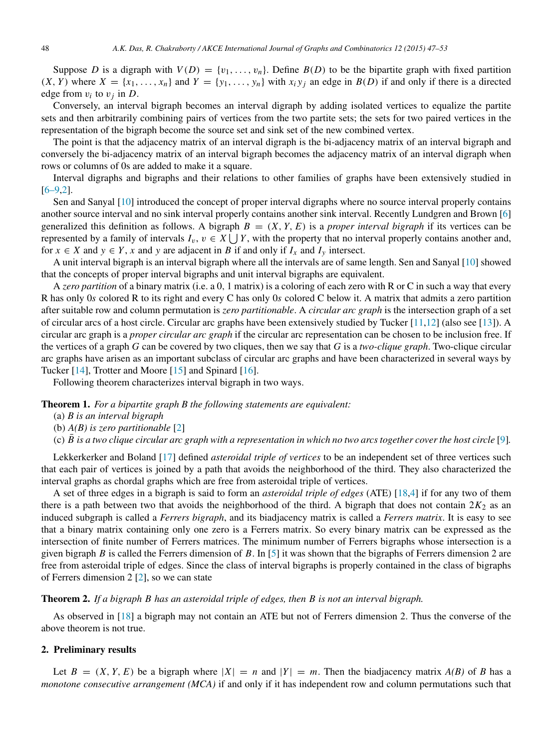Suppose $D$ is a digraph with $V(D) = \{v_1, \ldots, v_n\}$. Define $B(D)$ to be the bipartite graph with fixed partition $(X, Y)$ where $X = \{x_1, \ldots, x_n\}$ and $Y = \{y_1, \ldots, y_n\}$ with $x_i y_j$ an edge in $B(D)$ if and only if there is a directed edge from $v_i$ to $v_j$ in $D$.

Conversely, an interval bigraph becomes an interval digraph by adding isolated vertices to equalize the partite sets and then arbitrarily combining pairs of vertices from the two partite sets; the sets for two paired vertices in the representation of the bigraph become the source set and sink set of the new combined vertex.

The point is that the adjacency matrix of an interval digraph is the bi-adjacency matrix of an interval bigraph and conversely the bi-adjacency matrix of an interval bigraph becomes the adjacency matrix of an interval digraph when rows or columns of 0s are added to make it a square.

Interval digraphs and bigraphs and their relations to other families of graphs have been extensively studied in [6–9,2].

Sen and Sanyal [10] introduced the concept of proper interval digraphs where no source interval properly contains another source interval and no sink interval properly contains another sink interval. Recently Lundgren and Brown [6] generalized this definition as follows. A bigraph $B = (X, Y, E)$ is a *proper interval bigraph* if its vertices can be represented by a family of intervals $I_v$, $v \in X \bigcup Y$, with the property that no interval properly contains another and, for $x \in X$ and $y \in Y$, $x$ and $y$ are adjacent in $B$ if and only if $I_x$ and $I_y$ intersect.

A unit interval bigraph is an interval bigraph where all the intervals are of same length. Sen and Sanyal [10] showed that the concepts of proper interval bigraphs and unit interval bigraphs are equivalent.

A *zero partition* of a binary matrix (i.e. a 0, 1 matrix) is a coloring of each zero with R or C in such a way that every R has only 0*s* colored R to its right and every C has only 0*s* colored C below it. A matrix that admits a zero partition after suitable row and column permutation is *zero partitionable*. A *circular arc graph* is the intersection graph of a set of circular arcs of a host circle. Circular arc graphs have been extensively studied by Tucker [11,12] (also see [13]). A circular arc graph is a *proper circular arc graph* if the circular arc representation can be chosen to be inclusion free. If the vertices of a graph $G$ can be covered by two cliques, then we say that $G$ is a *two-clique graph*. Two-clique circular arc graphs have arisen as an important subclass of circular arc graphs and have been characterized in several ways by Tucker [14], Trotter and Moore [15] and Spinard [16].

Following theorem characterizes interval bigraph in two ways.

**Theorem 1.** *For a bipartite graph B the following statements are equivalent:*

(a) *B is an interval bigraph*

(b) *A(B) is zero partitionable* [2]

(c) $\bar{B}$ *is a two clique circular arc graph with a representation in which no two arcs together cover the host circle* [9].

Lekkerkerker and Boland [17] defined *asteroidal triple of vertices* to be an independent set of three vertices such that each pair of vertices is joined by a path that avoids the neighborhood of the third. They also characterized the interval graphs as chordal graphs which are free from asteroidal triple of vertices.

A set of three edges in a bigraph is said to form an *asteroidal triple of edges* (ATE) [18,4] if for any two of them there is a path between two that avoids the neighborhood of the third. A bigraph that does not contain $2K_2$ as an induced subgraph is called a *Ferrers bigraph*, and its biadjacency matrix is called a *Ferrers matrix*. It is easy to see that a binary matrix containing only one zero is a Ferrers matrix. So every binary matrix can be expressed as the intersection of finite number of Ferrers matrices. The minimum number of Ferrers bigraphs whose intersection is a given bigraph $B$ is called the Ferrers dimension of $B$. In [5] it was shown that the bigraphs of Ferrers dimension 2 are free from asteroidal triple of edges. Since the class of interval bigraphs is properly contained in the class of bigraphs of Ferrers dimension 2 [2], so we can state

**Theorem 2.** *If a bigraph B has an asteroidal triple of edges, then B is not an interval bigraph.*

As observed in [18] a bigraph may not contain an ATE but not of Ferrers dimension 2. Thus the converse of the above theorem is not true.

## 2. Preliminary results

Let $B = (X, Y, E)$ be a bigraph where $|X| = n$ and $|Y| = m$. Then the biadjacency matrix *A(B)* of $B$ has a *monotone consecutive arrangement (MCA)* if and only if it has independent row and column permutations such that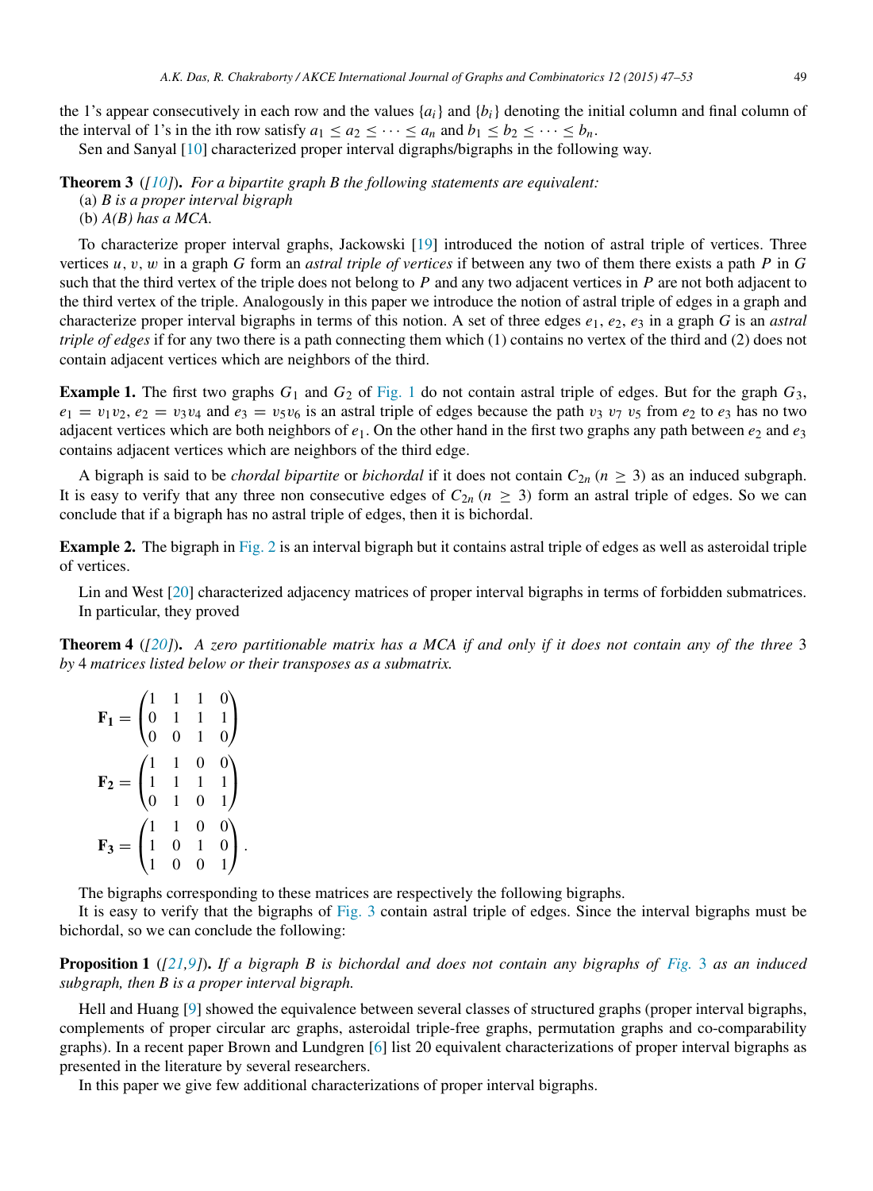the 1's appear consecutively in each row and the values $\{a_i\}$ and $\{b_i\}$ denoting the initial column and final column of the interval of 1's in the ith row satisfy $a_1 \le a_2 \le \cdots \le a_n$ and $b_1 \le b_2 \le \cdots \le b_n$.

Sen and Sanyal [10] characterized proper interval digraphs/bigraphs in the following way.

**Theorem 3** (*[10]*). *For a bipartite graph B the following statements are equivalent:*
(a) *B is a proper interval bigraph*
(b) *A(B) has a MCA.*

To characterize proper interval graphs, Jackowski [19] introduced the notion of astral triple of vertices. Three vertices $u, v, w$ in a graph $G$ form an *astral triple of vertices* if between any two of them there exists a path $P$ in $G$ such that the third vertex of the triple does not belong to $P$ and any two adjacent vertices in $P$ are not both adjacent to the third vertex of the triple. Analogously in this paper we introduce the notion of astral triple of edges in a graph and characterize proper interval bigraphs in terms of this notion. A set of three edges $e_1, e_2, e_3$ in a graph $G$ is an *astral triple of edges* if for any two there is a path connecting them which (1) contains no vertex of the third and (2) does not contain adjacent vertices which are neighbors of the third.

**Example 1.** The first two graphs $G_1$ and $G_2$ of Fig. 1 do not contain astral triple of edges. But for the graph $G_3$, $e_1 = v_1v_2$, $e_2 = v_3v_4$ and $e_3 = v_5v_6$ is an astral triple of edges because the path $v_3\ v_7\ v_5$ from $e_2$ to $e_3$ has no two adjacent vertices which are both neighbors of $e_1$. On the other hand in the first two graphs any path between $e_2$ and $e_3$ contains adjacent vertices which are neighbors of the third edge.

A bigraph is said to be *chordal bipartite* or *bichordal* if it does not contain $C_{2n}$ ($n \ge 3$) as an induced subgraph. It is easy to verify that any three non consecutive edges of $C_{2n}$ ($n \ge 3$) form an astral triple of edges. So we can conclude that if a bigraph has no astral triple of edges, then it is bichordal.

**Example 2.** The bigraph in Fig. 2 is an interval bigraph but it contains astral triple of edges as well as asteroidal triple of vertices.

Lin and West [20] characterized adjacency matrices of proper interval bigraphs in terms of forbidden submatrices. In particular, they proved

**Theorem 4** (*[20]*). *A zero partitionable matrix has a MCA if and only if it does not contain any of the three 3 by 4 matrices listed below or their transposes as a submatrix.*

$$\mathbf{F_1} = \begin{pmatrix} 1 & 1 & 1 & 0 \\ 0 & 1 & 1 & 1 \\ 0 & 0 & 1 & 0 \end{pmatrix}$$

$$\mathbf{F_2} = \begin{pmatrix} 1 & 1 & 0 & 0 \\ 1 & 1 & 1 & 1 \\ 0 & 1 & 0 & 1 \end{pmatrix}$$

$$\mathbf{F_3} = \begin{pmatrix} 1 & 1 & 0 & 0 \\ 1 & 0 & 1 & 0 \\ 1 & 0 & 0 & 1 \end{pmatrix}.$$

The bigraphs corresponding to these matrices are respectively the following bigraphs.

It is easy to verify that the bigraphs of Fig. 3 contain astral triple of edges. Since the interval bigraphs must be bichordal, so we can conclude the following:

**Proposition 1** (*[21,9]*). *If a bigraph B is bichordal and does not contain any bigraphs of Fig. 3 as an induced subgraph, then B is a proper interval bigraph.*

Hell and Huang [9] showed the equivalence between several classes of structured graphs (proper interval bigraphs, complements of proper circular arc graphs, asteroidal triple-free graphs, permutation graphs and co-comparability graphs). In a recent paper Brown and Lundgren [6] list 20 equivalent characterizations of proper interval bigraphs as presented in the literature by several researchers.

In this paper we give few additional characterizations of proper interval bigraphs.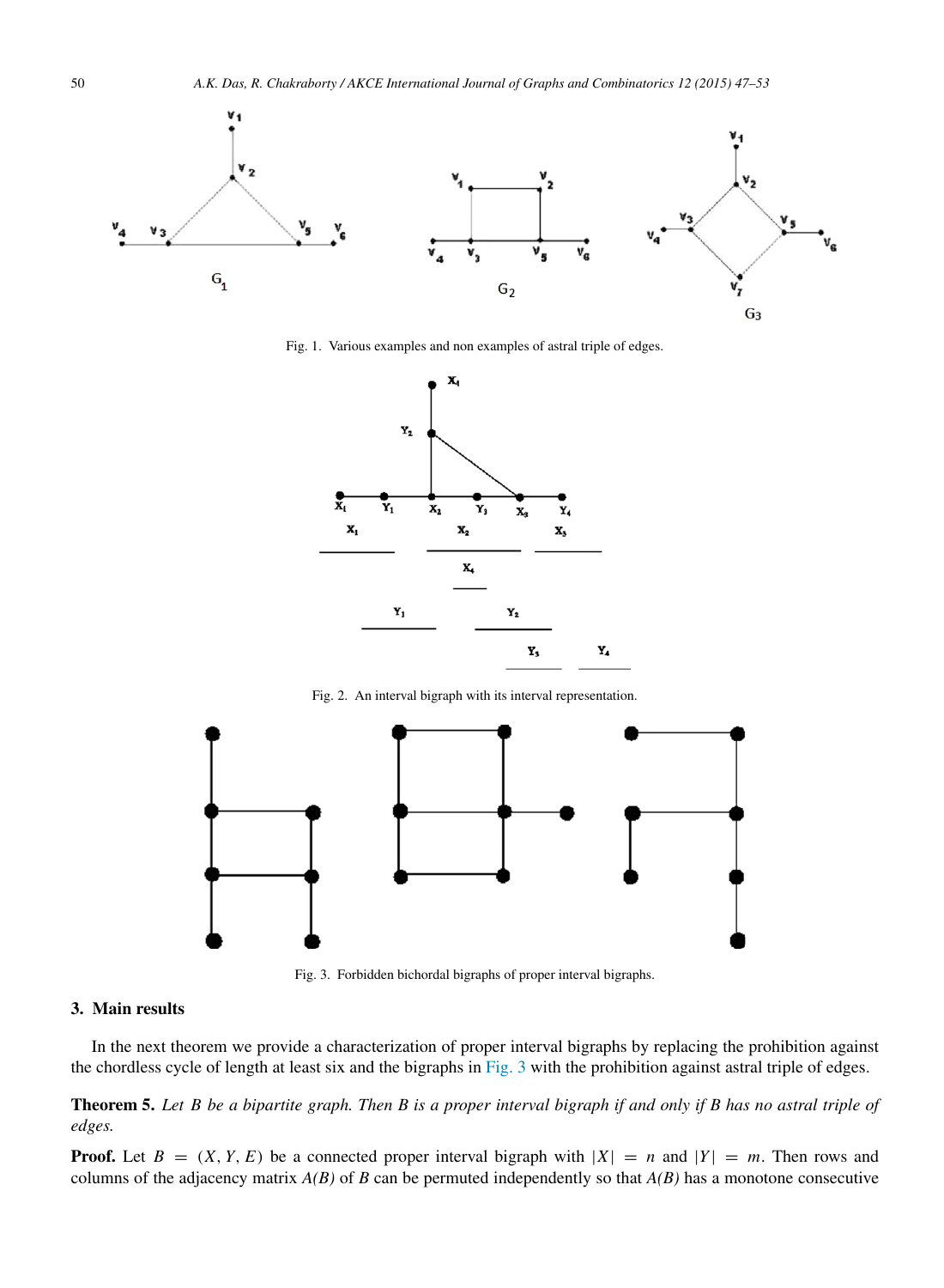Fig. 1. Various examples and non examples of astral triple of edges.

Fig. 2. An interval bigraph with its interval representation.

Fig. 3. Forbidden bichordal bigraphs of proper interval bigraphs.

## 3. Main results

In the next theorem we provide a characterization of proper interval bigraphs by replacing the prohibition against the chordless cycle of length at least six and the bigraphs in Fig. 3 with the prohibition against astral triple of edges.

**Theorem 5.** *Let B be a bipartite graph. Then B is a proper interval bigraph if and only if B has no astral triple of edges.*

**Proof.** Let $B = (X, Y, E)$ be a connected proper interval bigraph with $|X| = n$ and $|Y| = m$. Then rows and columns of the adjacency matrix *A(B)* of *B* can be permuted independently so that *A(B)* has a monotone consecutive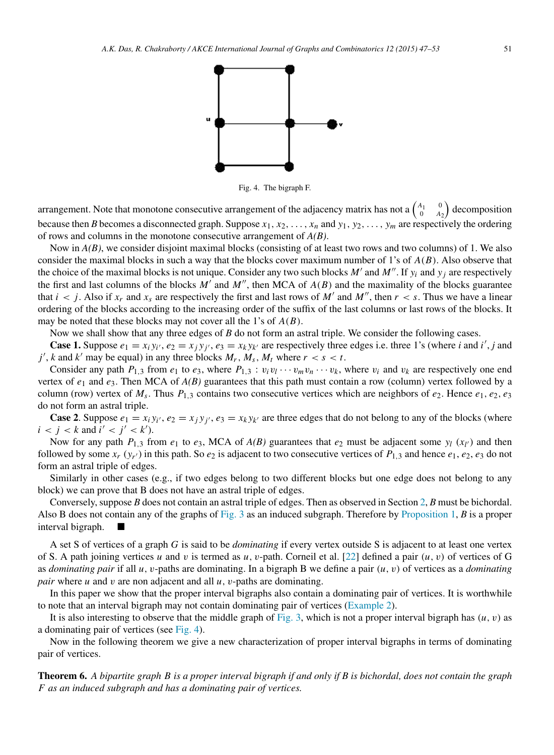Fig. 4. The bigraph F.

arrangement. Note that monotone consecutive arrangement of the adjacency matrix has not a $\begin{pmatrix} A_1 & 0 \\ 0 & A_2 \end{pmatrix}$ decomposition because then $B$ becomes a disconnected graph. Suppose $x_1, x_2, \ldots, x_n$ and $y_1, y_2, \ldots, y_m$ are respectively the ordering of rows and columns in the monotone consecutive arrangement of $A(B)$.

Now in $A(B)$, we consider disjoint maximal blocks (consisting of at least two rows and two columns) of 1. We also consider the maximal blocks in such a way that the blocks cover maximum number of 1's of $A(B)$. Also observe that the choice of the maximal blocks is not unique. Consider any two such blocks $M'$ and $M''$. If $y_i$ and $y_j$ are respectively the first and last columns of the blocks $M'$ and $M''$, then MCA of $A(B)$ and the maximality of the blocks guarantee that $i < j$. Also if $x_r$ and $x_s$ are respectively the first and last rows of $M'$ and $M''$, then $r < s$. Thus we have a linear ordering of the blocks according to the increasing order of the suffix of the last columns or last rows of the blocks. It may be noted that these blocks may not cover all the 1's of $A(B)$.

Now we shall show that any three edges of $B$ do not form an astral triple. We consider the following cases.

**Case 1.** Suppose $e_1 = x_i y_{i'}$, $e_2 = x_j y_{j'}$, $e_3 = x_k y_{k'}$ are respectively three edges i.e. three 1's (where $i$ and $i'$, $j$ and $j'$, $k$ and $k'$ may be equal) in any three blocks $M_r$, $M_s$, $M_t$ where $r < s < t$.

Consider any path $P_{1,3}$ from $e_1$ to $e_3$, where $P_{1,3} : v_i v_l \cdots v_m v_n \cdots v_k$, where $v_i$ and $v_k$ are respectively one end vertex of $e_1$ and $e_3$. Then MCA of $A(B)$ guarantees that this path must contain a row (column) vertex followed by a column (row) vertex of $M_s$. Thus $P_{1,3}$ contains two consecutive vertices which are neighbors of $e_2$. Hence $e_1, e_2, e_3$ do not form an astral triple.

**Case 2.** Suppose $e_1 = x_i y_{i'}$, $e_2 = x_j y_{j'}$, $e_3 = x_k y_{k'}$ are three edges that do not belong to any of the blocks (where $i < j < k$ and $i' < j' < k'$).

Now for any path $P_{1,3}$ from $e_1$ to $e_3$, MCA of $A(B)$ guarantees that $e_2$ must be adjacent some $y_l$ $(x_{l'})$ and then followed by some $x_r$ $(y_{r'})$ in this path. So $e_2$ is adjacent to two consecutive vertices of $P_{1,3}$ and hence $e_1, e_2, e_3$ do not form an astral triple of edges.

Similarly in other cases (e.g., if two edges belong to two different blocks but one edge does not belong to any block) we can prove that B does not have an astral triple of edges.

Conversely, suppose $B$ does not contain an astral triple of edges. Then as observed in Section 2, $B$ must be bichordal. Also B does not contain any of the graphs of Fig. 3 as an induced subgraph. Therefore by Proposition 1, $B$ is a proper interval bigraph. ■

A set S of vertices of a graph $G$ is said to be *dominating* if every vertex outside S is adjacent to at least one vertex of S. A path joining vertices $u$ and $v$ is termed as $u, v$-path. Corneil et al. [22] defined a pair $(u, v)$ of vertices of G as *dominating pair* if all $u, v$-paths are dominating. In a bigraph B we define a pair $(u, v)$ of vertices as a *dominating pair* where $u$ and $v$ are non adjacent and all $u, v$-paths are dominating.

In this paper we show that the proper interval bigraphs also contain a dominating pair of vertices. It is worthwhile to note that an interval bigraph may not contain dominating pair of vertices (Example 2).

It is also interesting to observe that the middle graph of Fig. 3, which is not a proper interval bigraph has $(u, v)$ as a dominating pair of vertices (see Fig. 4).

Now in the following theorem we give a new characterization of proper interval bigraphs in terms of dominating pair of vertices.

**Theorem 6.** *A bipartite graph B is a proper interval bigraph if and only if B is bichordal, does not contain the graph F as an induced subgraph and has a dominating pair of vertices.*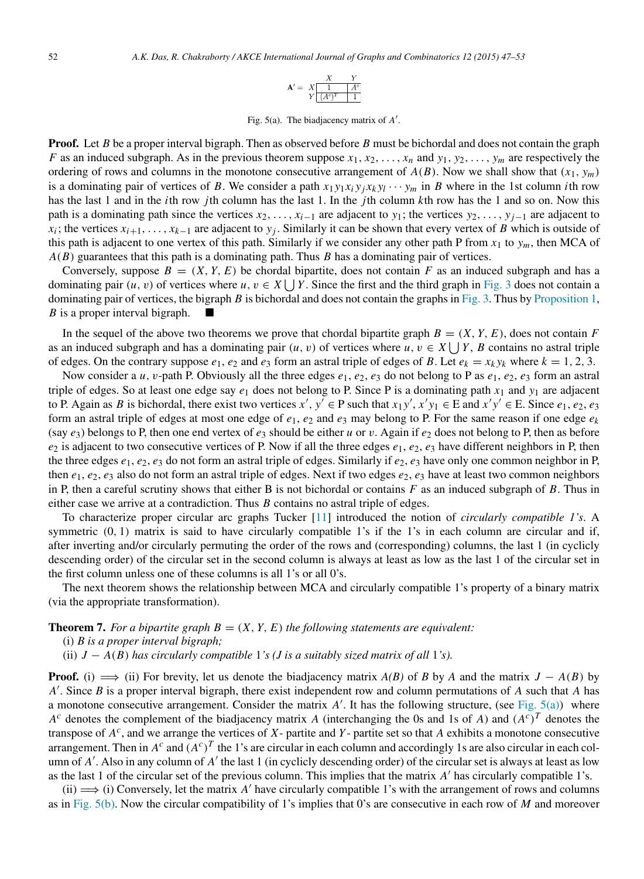$$\mathbf{A}' = \begin{array}{c|c|c|} & X & Y \\ \hline X & 1 & A^c \\ \hline Y & (A^c)^T & 1 \\ \hline \end{array}$$

Fig. 5(a). The biadjacency matrix of $A'$.

**Proof.** Let $B$ be a proper interval bigraph. Then as observed before $B$ must be bichordal and does not contain the graph $F$ as an induced subgraph. As in the previous theorem suppose $x_1, x_2, \ldots, x_n$ and $y_1, y_2, \ldots, y_m$ are respectively the ordering of rows and columns in the monotone consecutive arrangement of $A(B)$. Now we shall show that $(x_1, y_m)$ is a dominating pair of vertices of $B$. We consider a path $x_1 y_1 x_i y_j x_k y_l \cdots y_m$ in $B$ where in the 1st column $i$th row has the last 1 and in the $i$th row $j$th column has the last 1. In the $j$th column $k$th row has the 1 and so on. Now this path is a dominating path since the vertices $x_2, \ldots, x_{i-1}$ are adjacent to $y_1$; the vertices $y_2, \ldots, y_{j-1}$ are adjacent to $x_i$; the vertices $x_{i+1}, \ldots, x_{k-1}$ are adjacent to $y_j$. Similarly it can be shown that every vertex of $B$ which is outside of this path is adjacent to one vertex of this path. Similarly if we consider any other path P from $x_1$ to $y_m$, then MCA of $A(B)$ guarantees that this path is a dominating path. Thus $B$ has a dominating pair of vertices.

Conversely, suppose $B = (X, Y, E)$ be chordal bipartite, does not contain $F$ as an induced subgraph and has a dominating pair $(u, v)$ of vertices where $u, v \in X \bigcup Y$. Since the first and the third graph in Fig. 3 does not contain a dominating pair of vertices, the bigraph $B$ is bichordal and does not contain the graphs in Fig. 3. Thus by Proposition 1, $B$ is a proper interval bigraph. ■

In the sequel of the above two theorems we prove that chordal bipartite graph $B = (X, Y, E)$, does not contain $F$ as an induced subgraph and has a dominating pair $(u, v)$ of vertices where $u, v \in X \bigcup Y$, $B$ contains no astral triple of edges. On the contrary suppose $e_1$, $e_2$ and $e_3$ form an astral triple of edges of $B$. Let $e_k = x_k y_k$ where $k = 1, 2, 3$.

Now consider a $u$, $v$-path P. Obviously all the three edges $e_1, e_2, e_3$ do not belong to P as $e_1, e_2, e_3$ form an astral triple of edges. So at least one edge say $e_1$ does not belong to P. Since P is a dominating path $x_1$ and $y_1$ are adjacent to P. Again as $B$ is bichordal, there exist two vertices $x', y' \in$ P such that $x_1 y', x' y_1 \in$ E and $x' y' \in$ E. Since $e_1, e_2, e_3$ form an astral triple of edges at most one edge of $e_1$, $e_2$ and $e_3$ may belong to P. For the same reason if one edge $e_k$ (say $e_3$) belongs to P, then one end vertex of $e_3$ should be either $u$ or $v$. Again if $e_2$ does not belong to P, then as before $e_2$ is adjacent to two consecutive vertices of P. Now if all the three edges $e_1, e_2, e_3$ have different neighbors in P, then the three edges $e_1, e_2, e_3$ do not form an astral triple of edges. Similarly if $e_2, e_3$ have only one common neighbor in P, then $e_1, e_2, e_3$ also do not form an astral triple of edges. Next if two edges $e_2, e_3$ have at least two common neighbors in P, then a careful scrutiny shows that either B is not bichordal or contains $F$ as an induced subgraph of $B$. Thus in either case we arrive at a contradiction. Thus $B$ contains no astral triple of edges.

To characterize proper circular arc graphs Tucker [11] introduced the notion of *circularly compatible 1's*. A symmetric (0, 1) matrix is said to have circularly compatible 1's if the 1's in each column are circular and if, after inverting and/or circularly permuting the order of the rows and (corresponding) columns, the last 1 (in cyclicly descending order) of the circular set in the second column is always at least as low as the last 1 of the circular set in the first column unless one of these columns is all 1's or all 0's.

The next theorem shows the relationship between MCA and circularly compatible 1's property of a binary matrix (via the appropriate transformation).

**Theorem 7.** *For a bipartite graph $B = (X, Y, E)$ the following statements are equivalent:*
(i) *$B$ is a proper interval bigraph;*
(ii) *$J - A(B)$ has circularly compatible 1's ($J$ is a suitably sized matrix of all 1's).*

**Proof.** (i) $\Longrightarrow$ (ii) For brevity, let us denote the biadjacency matrix $A(B)$ of $B$ by $A$ and the matrix $J - A(B)$ by $A'$. Since $B$ is a proper interval bigraph, there exist independent row and column permutations of $A$ such that $A$ has a monotone consecutive arrangement. Consider the matrix $A'$. It has the following structure, (see Fig. 5(a)) where $A^c$ denotes the complement of the biadjacency matrix $A$ (interchanging the 0s and 1s of $A$) and $(A^c)^T$ denotes the transpose of $A^c$, and we arrange the vertices of $X$- partite and $Y$- partite set so that $A$ exhibits a monotone consecutive arrangement. Then in $A^c$ and $(A^c)^T$ the 1's are circular in each column and accordingly 1s are also circular in each column of $A'$. Also in any column of $A'$ the last 1 (in cyclicly descending order) of the circular set is always at least as low as the last 1 of the circular set of the previous column. This implies that the matrix $A'$ has circularly compatible 1's.

(ii) $\Longrightarrow$ (i) Conversely, let the matrix $A'$ have circularly compatible 1's with the arrangement of rows and columns as in Fig. 5(b). Now the circular compatibility of 1's implies that 0's are consecutive in each row of $M$ and moreover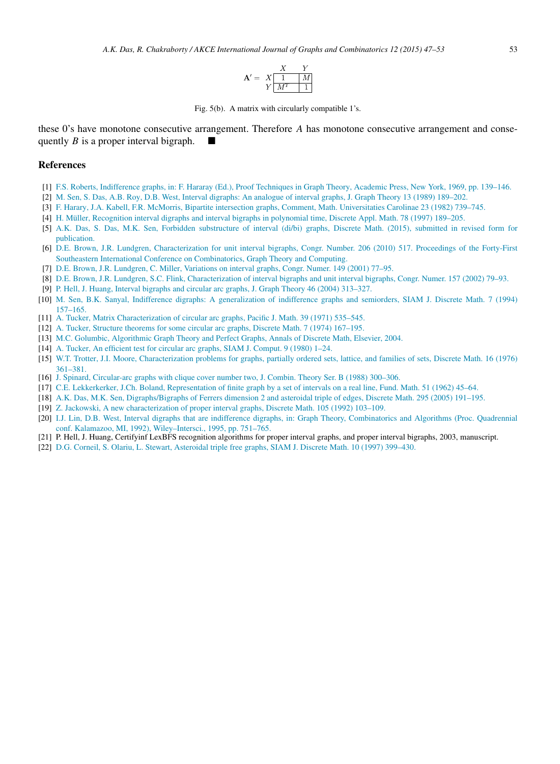$$
\mathbf{A}' = \begin{array}{c|c|c|} & X & Y \\ \hline X & 1 & M \\ \hline Y & M^T & 1 \\ \hline \end{array}
$$

Fig. 5(b). A matrix with circularly compatible 1's.

these 0's have monotone consecutive arrangement. Therefore $A$ has monotone consecutive arrangement and consequently $B$ is a proper interval bigraph. ■

## References

[1] F.S. Roberts, Indifference graphs, in: F. Hararay (Ed.), Proof Techniques in Graph Theory, Academic Press, New York, 1969, pp. 139–146.

[2] M. Sen, S. Das, A.B. Roy, D.B. West, Interval digraphs: An analogue of interval graphs, J. Graph Theory 13 (1989) 189–202.

[3] F. Harary, J.A. Kabell, F.R. McMorris, Bipartite intersection graphs, Comment, Math. Universitaties Carolinae 23 (1982) 739–745.

[4] H. Müller, Recognition interval digraphs and interval bigraphs in polynomial time, Discrete Appl. Math. 78 (1997) 189–205.

[5] A.K. Das, S. Das, M.K. Sen, Forbidden substructure of interval (di/bi) graphs, Discrete Math. (2015), submitted in revised form for publication.

[6] D.E. Brown, J.R. Lundgren, Characterization for unit interval bigraphs, Congr. Number. 206 (2010) 517. Proceedings of the Forty-First Southeastern International Conference on Combinatorics, Graph Theory and Computing.

[7] D.E. Brown, J.R. Lundgren, C. Miller, Variations on interval graphs, Congr. Numer. 149 (2001) 77–95.

[8] D.E. Brown, J.R. Lundgren, S.C. Flink, Characterization of interval bigraphs and unit interval bigraphs, Congr. Numer. 157 (2002) 79–93.

[9] P. Hell, J. Huang, Interval bigraphs and circular arc graphs, J. Graph Theory 46 (2004) 313–327.

[10] M. Sen, B.K. Sanyal, Indifference digraphs: A generalization of indifference graphs and semiorders, SIAM J. Discrete Math. 7 (1994) 157–165.

[11] A. Tucker, Matrix Characterization of circular arc graphs, Pacific J. Math. 39 (1971) 535–545.

[12] A. Tucker, Structure theorems for some circular arc graphs, Discrete Math. 7 (1974) 167–195.

[13] M.C. Golumbic, Algorithmic Graph Theory and Perfect Graphs, Annals of Discrete Math, Elsevier, 2004.

[14] A. Tucker, An efficient test for circular arc graphs, SIAM J. Comput. 9 (1980) 1–24.

[15] W.T. Trotter, J.I. Moore, Characterization problems for graphs, partially ordered sets, lattice, and families of sets, Discrete Math. 16 (1976) 361–381.

[16] J. Spinard, Circular-arc graphs with clique cover number two, J. Combin. Theory Ser. B (1988) 300–306.

[17] C.E. Lekkerkerker, J.Ch. Boland, Representation of finite graph by a set of intervals on a real line, Fund. Math. 51 (1962) 45–64.

[18] A.K. Das, M.K. Sen, Digraphs/Bigraphs of Ferrers dimension 2 and asteroidal triple of edges, Discrete Math. 295 (2005) 191–195.

[19] Z. Jackowski, A new characterization of proper interval graphs, Discrete Math. 105 (1992) 103–109.

[20] I.J. Lin, D.B. West, Interval digraphs that are indifference digraphs, in: Graph Theory, Combinatorics and Algorithms (Proc. Quadrennial conf. Kalamazoo, MI, 1992), Wiley–Intersci., 1995, pp. 751–765.

[21] P. Hell, J. Huang, Certifyinf LexBFS recognition algorithms for proper interval graphs, and proper interval bigraphs, 2003, manuscript.

[22] D.G. Corneil, S. Olariu, L. Stewart, Asteroidal triple free graphs, SIAM J. Discrete Math. 10 (1997) 399–430.